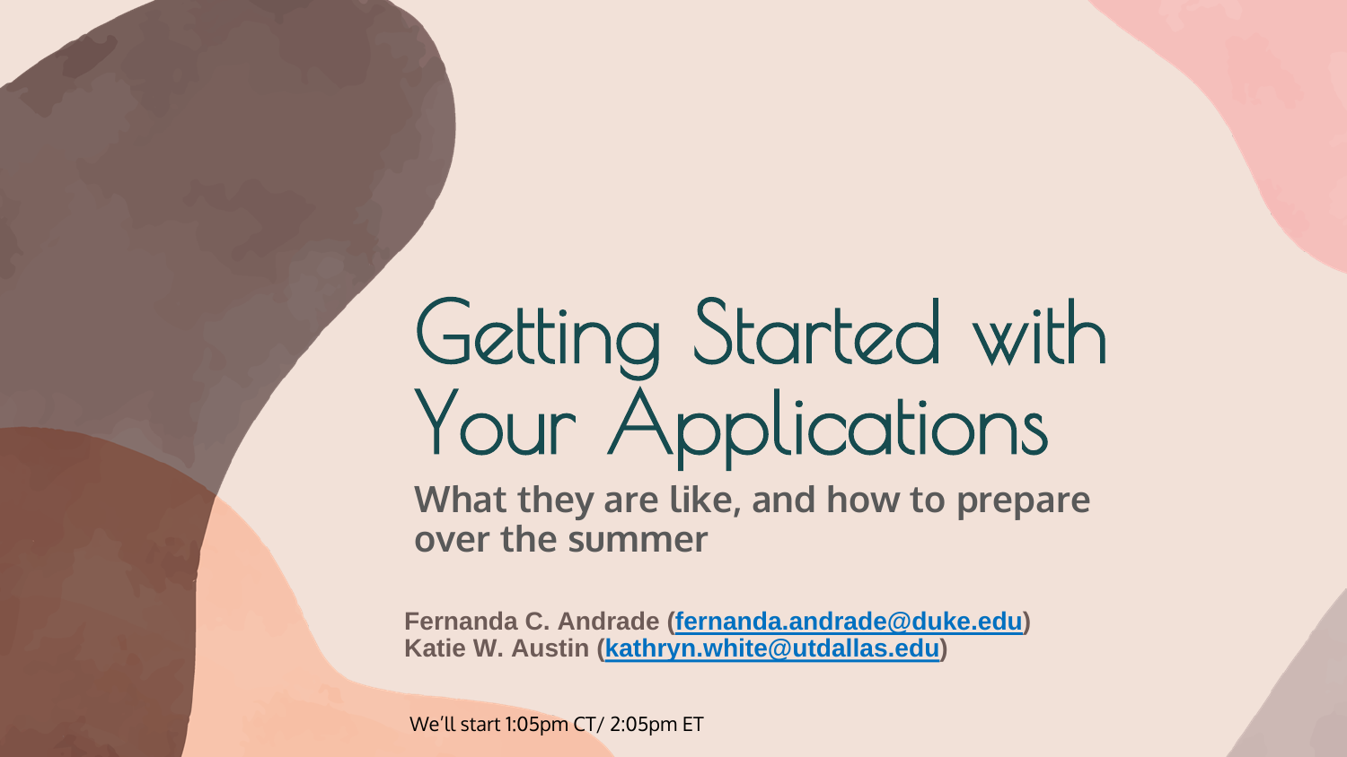# Getting Started with Your Applications

**What they are like, and how to prepare over the summer**

**Fernanda C. Andrade (fernanda.andrade@duke.edu)**
**Katie W. Austin (kathryn.white@utdallas.edu)**

We'll start 1:05pm CT/ 2:05pm ET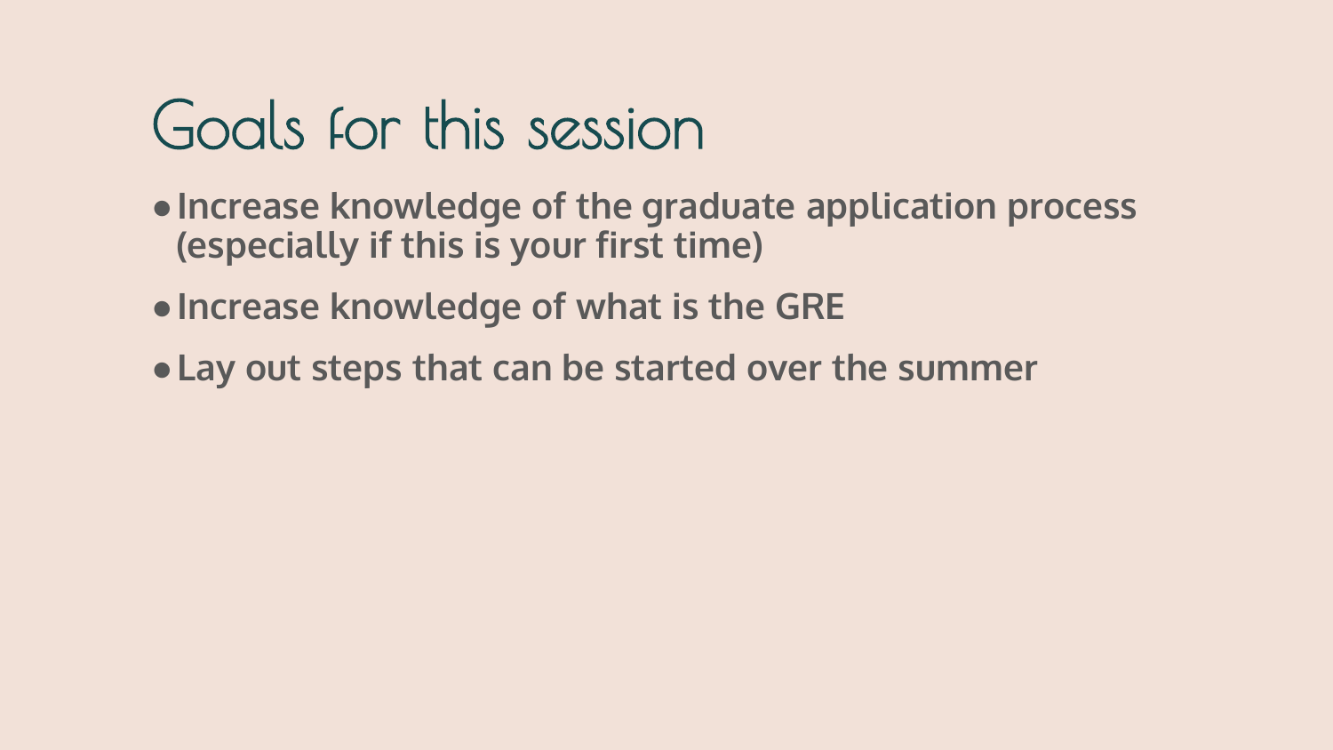# Goals for this session

- **Increase knowledge of the graduate application process (especially if this is your first time)**
- **Increase knowledge of what is the GRE**
- **Lay out steps that can be started over the summer**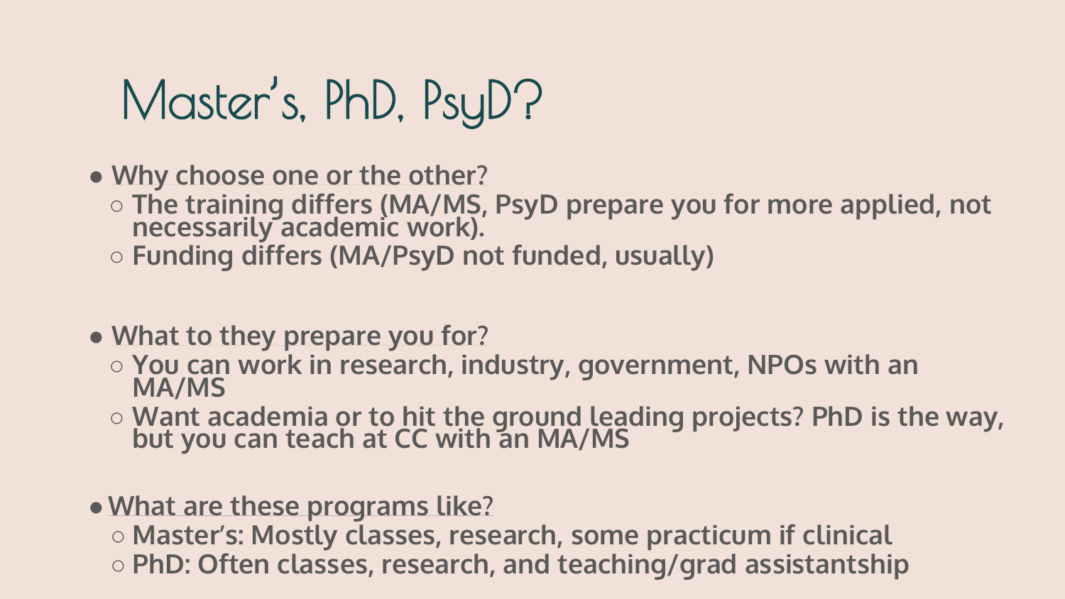# Master's, PhD, PsyD?

- Why choose one or the other?
  - The training differs (MA/MS, PsyD prepare you for more applied, not necessarily academic work).
  - Funding differs (MA/PsyD not funded, usually)

- What to they prepare you for?
  - You can work in research, industry, government, NPOs with an MA/MS
  - Want academia or to hit the ground leading projects? PhD is the way, but you can teach at CC with an MA/MS

- What are these programs like?
  - Master's: Mostly classes, research, some practicum if clinical
  - PhD: Often classes, research, and teaching/grad assistantship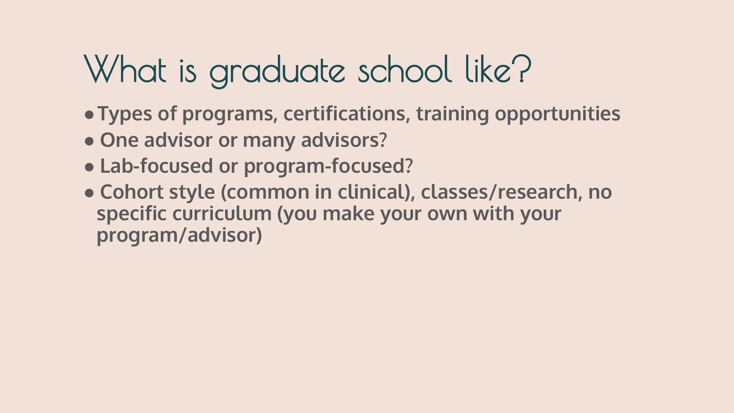# What is graduate school like?

- **Types of programs, certifications, training opportunities**
- **One advisor or many advisors?**
- **Lab-focused or program-focused?**
- **Cohort style (common in clinical), classes/research, no specific curriculum (you make your own with your program/advisor)**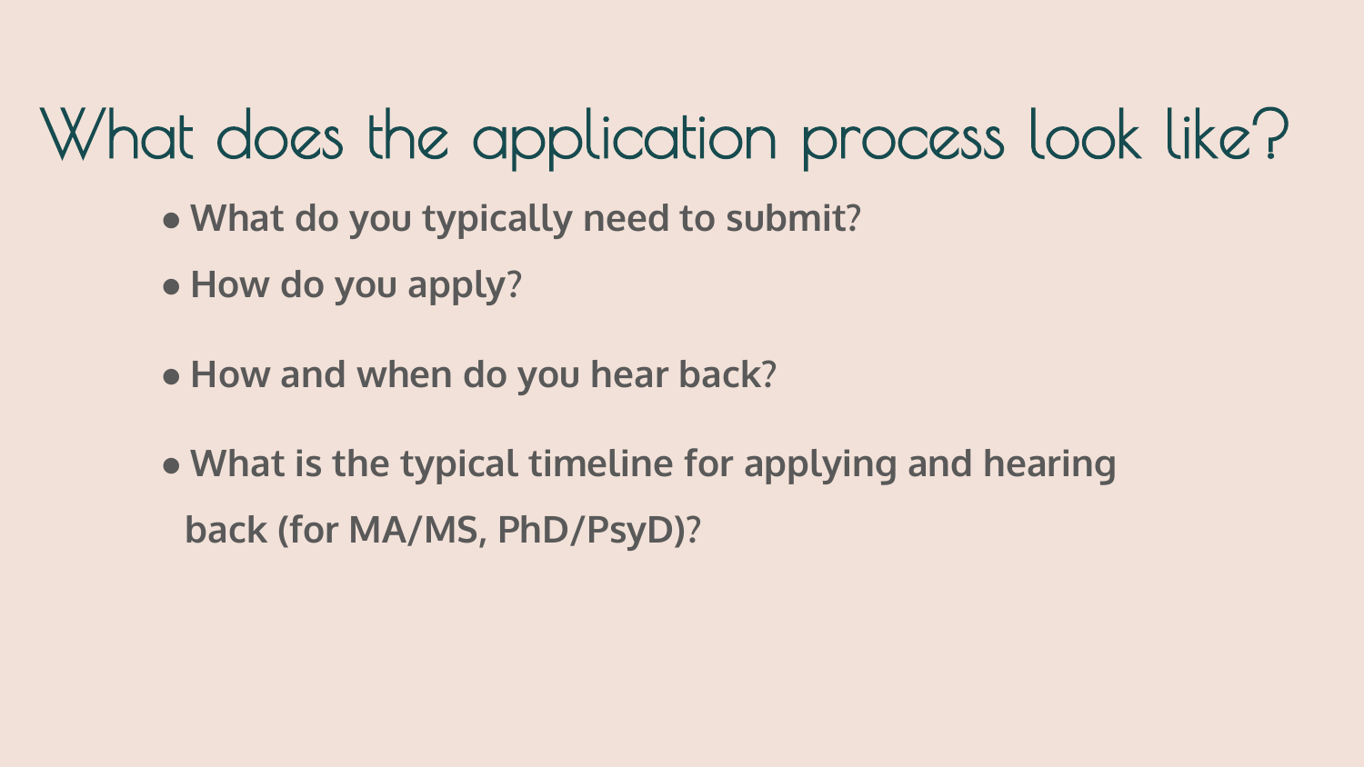# What does the application process look like?

- **What do you typically need to submit?**
- **How do you apply?**
- **How and when do you hear back?**
- **What is the typical timeline for applying and hearing back (for MA/MS, PhD/PsyD)?**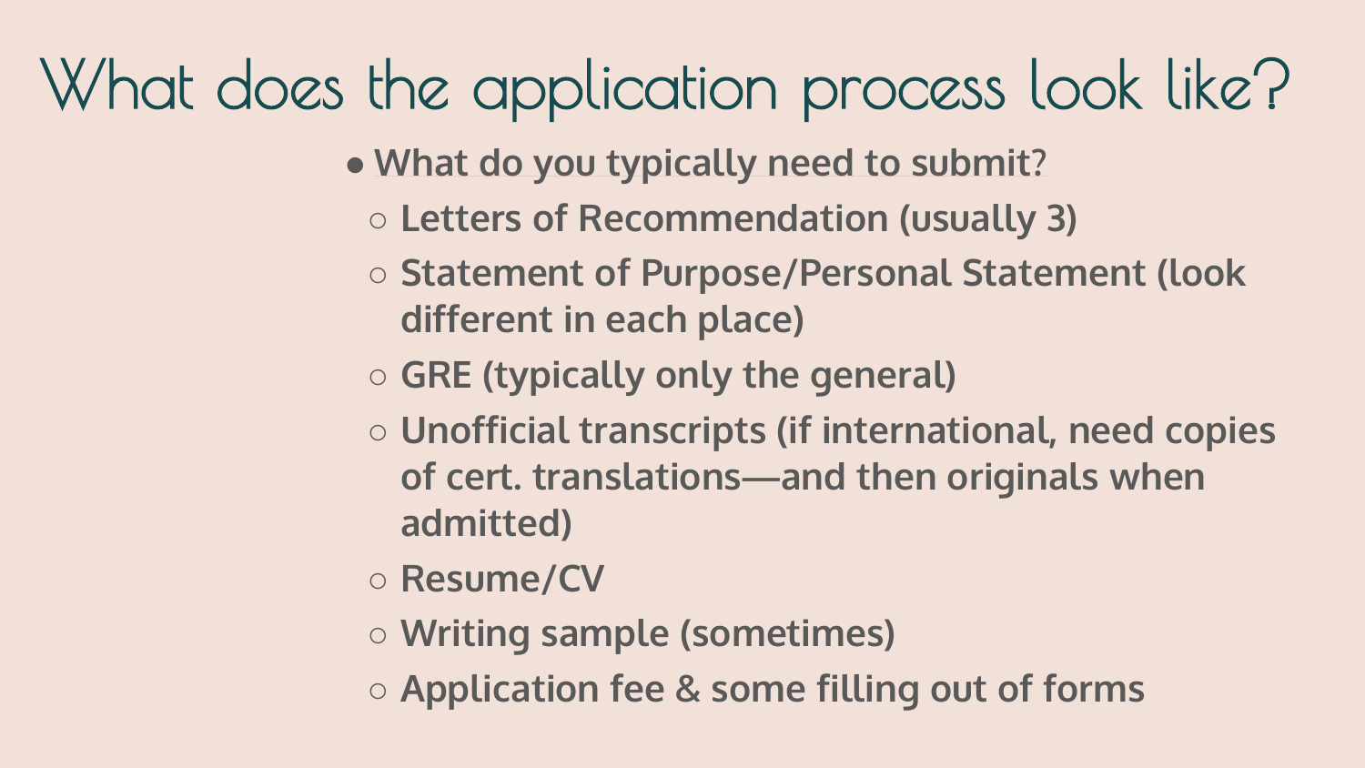# What does the application process look like?

- What do you typically need to submit?
  - Letters of Recommendation (usually 3)
  - Statement of Purpose/Personal Statement (look different in each place)
  - GRE (typically only the general)
  - Unofficial transcripts (if international, need copies of cert. translations—and then originals when admitted)
  - Resume/CV
  - Writing sample (sometimes)
  - Application fee & some filling out of forms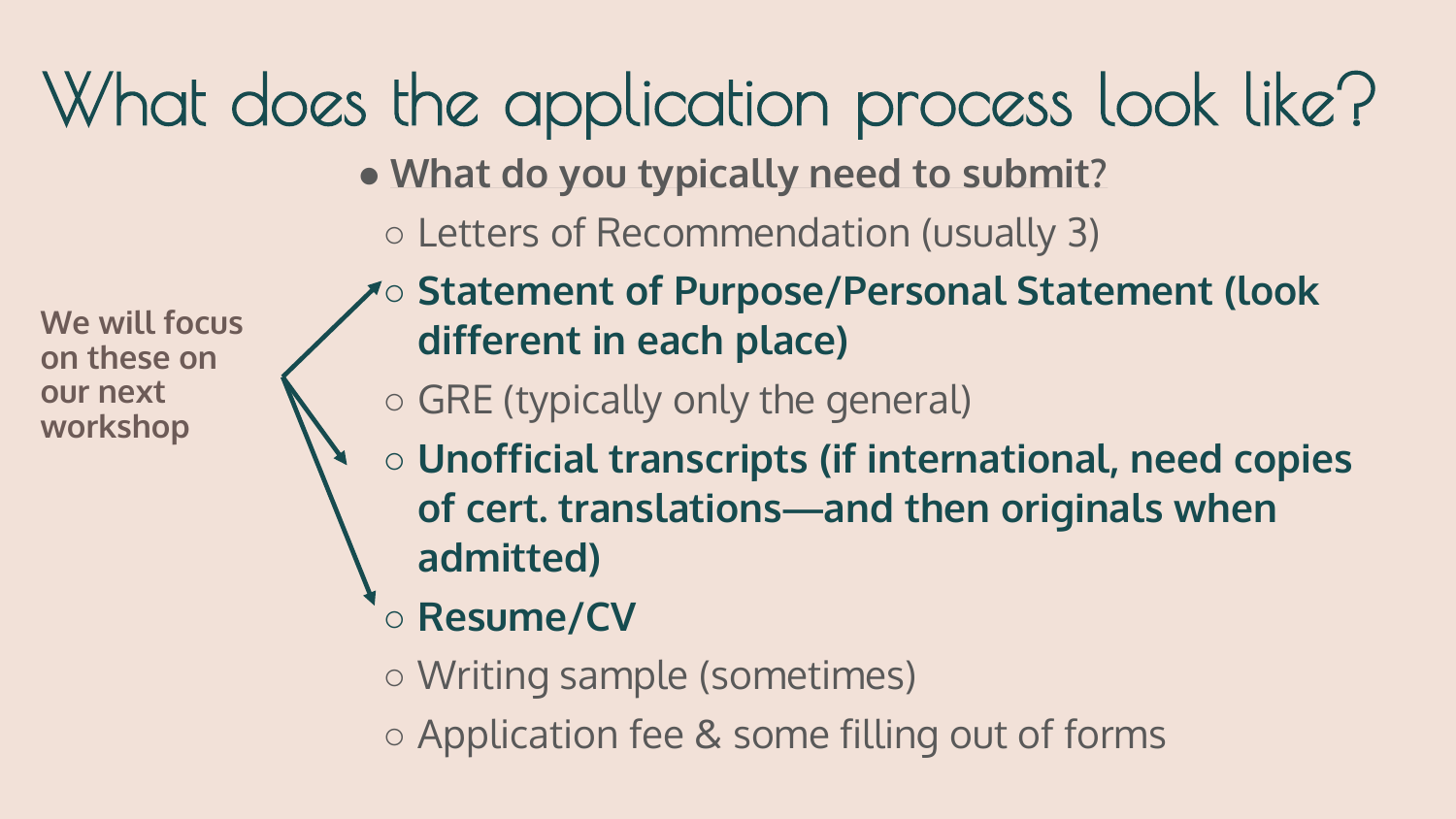# What does the application process look like?

We will focus on these on our next workshop

- **What do you typically need to submit?**
  - Letters of Recommendation (usually 3)
  - **Statement of Purpose/Personal Statement (look different in each place)**
  - GRE (typically only the general)
  - **Unofficial transcripts (if international, need copies of cert. translations—and then originals when admitted)**
  - **Resume/CV**
  - Writing sample (sometimes)
  - Application fee & some filling out of forms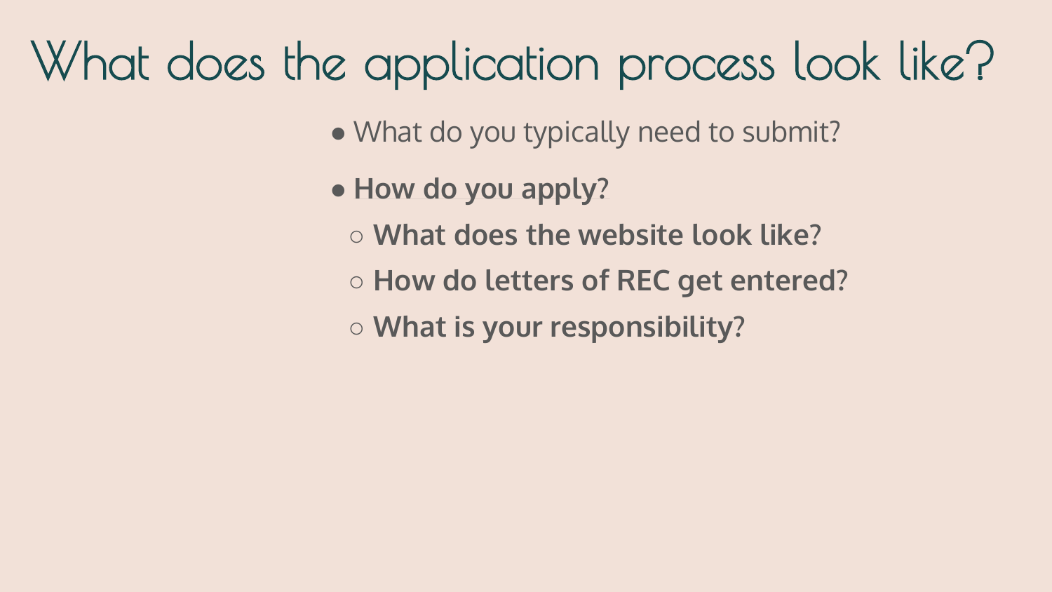# What does the application process look like?

- What do you typically need to submit?
- **How do you apply?**
  - **What does the website look like?**
  - **How do letters of REC get entered?**
  - **What is your responsibility?**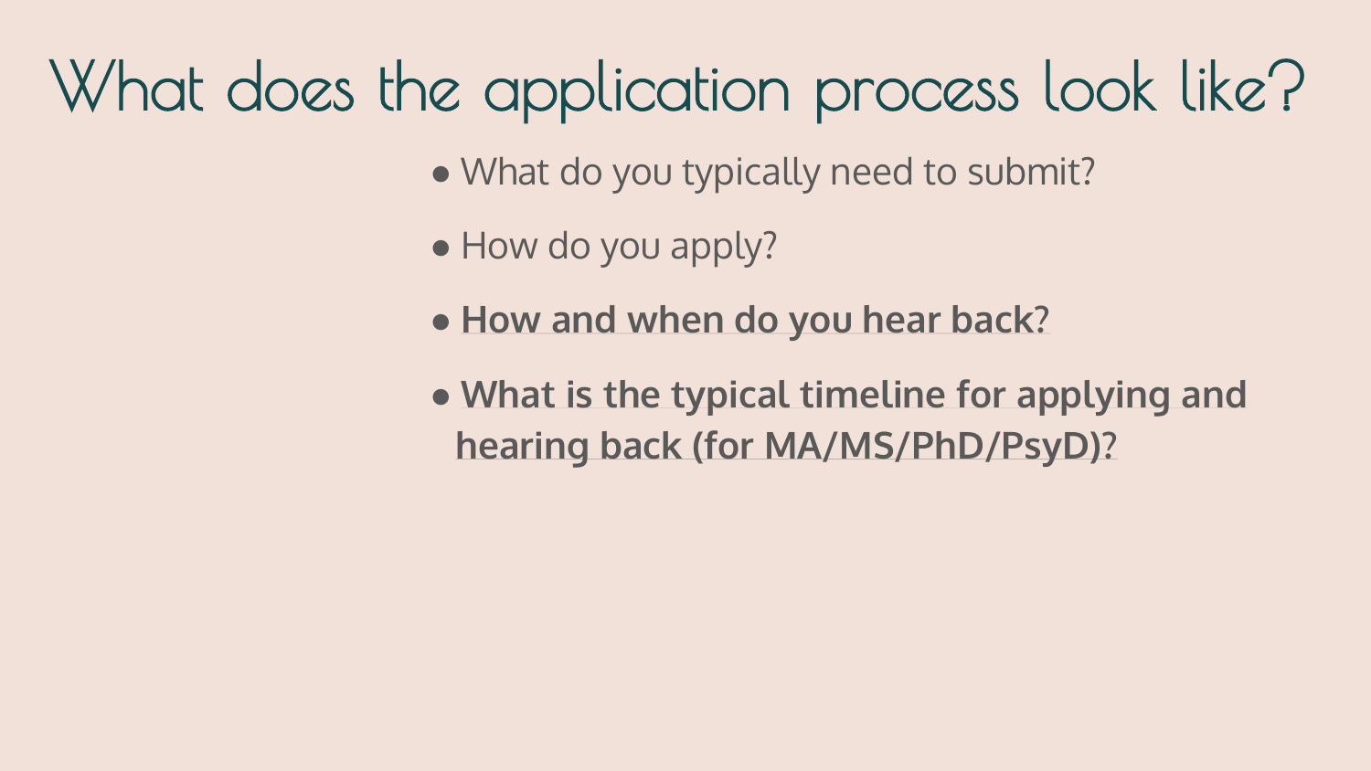# What does the application process look like?

- What do you typically need to submit?
- How do you apply?
- **How and when do you hear back?**
- **What is the typical timeline for applying and hearing back (for MA/MS/PhD/PsyD)?**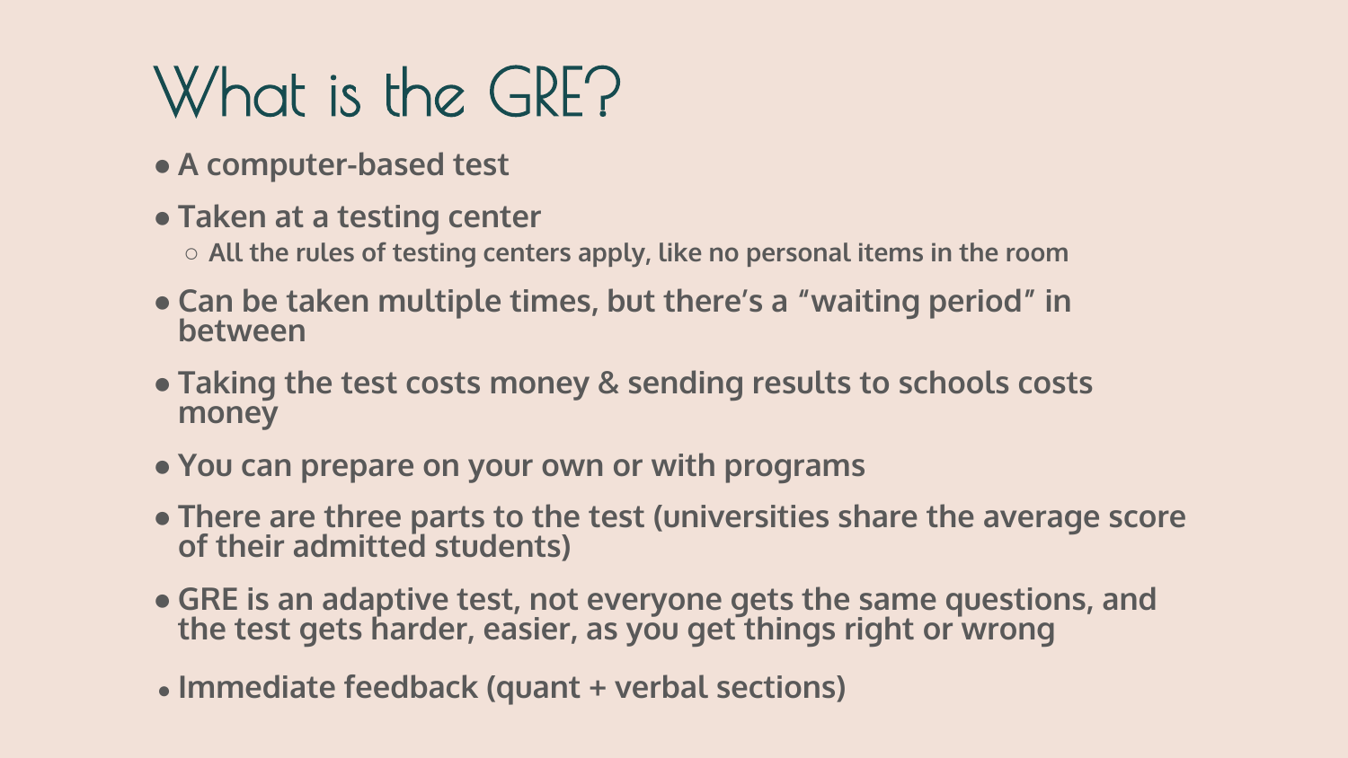# What is the GRE?

- A computer-based test
- Taken at a testing center
  - All the rules of testing centers apply, like no personal items in the room
- Can be taken multiple times, but there's a "waiting period" in between
- Taking the test costs money & sending results to schools costs money
- You can prepare on your own or with programs
- There are three parts to the test (universities share the average score of their admitted students)
- GRE is an adaptive test, not everyone gets the same questions, and the test gets harder, easier, as you get things right or wrong
- Immediate feedback (quant + verbal sections)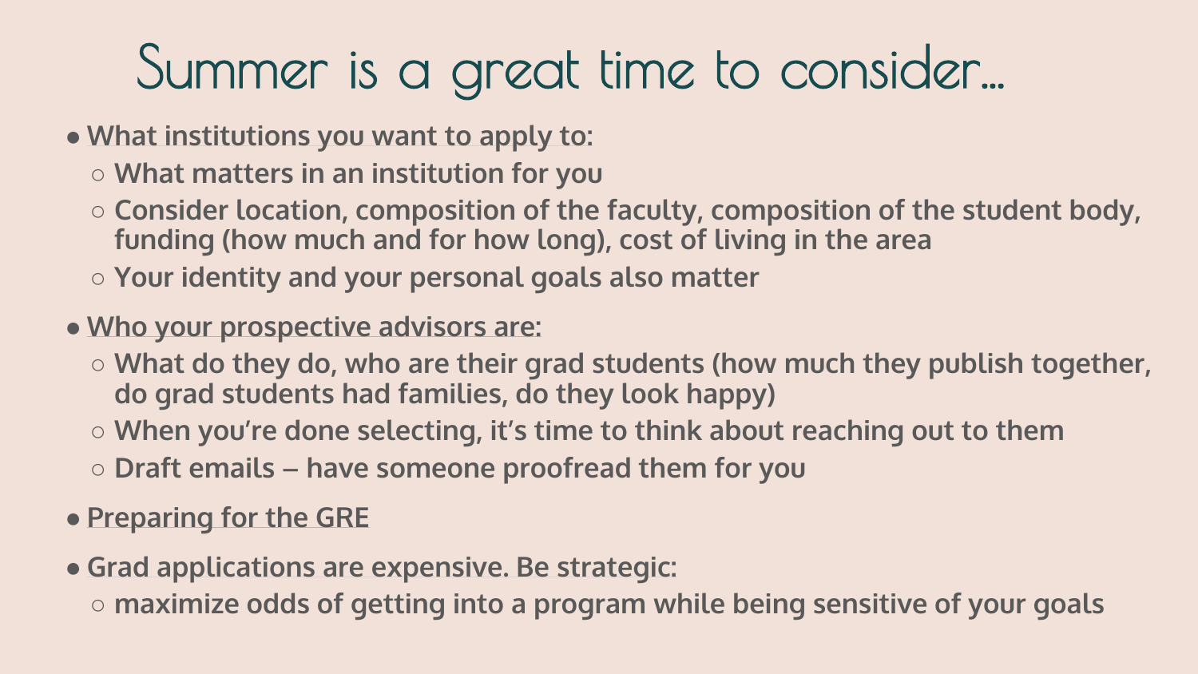# Summer is a great time to consider…

- What institutions you want to apply to:
  - What matters in an institution for you
  - Consider location, composition of the faculty, composition of the student body, funding (how much and for how long), cost of living in the area
  - Your identity and your personal goals also matter
- Who your prospective advisors are:
  - What do they do, who are their grad students (how much they publish together, do grad students had families, do they look happy)
  - When you're done selecting, it's time to think about reaching out to them
  - Draft emails – have someone proofread them for you
- Preparing for the GRE
- Grad applications are expensive. Be strategic:
  - maximize odds of getting into a program while being sensitive of your goals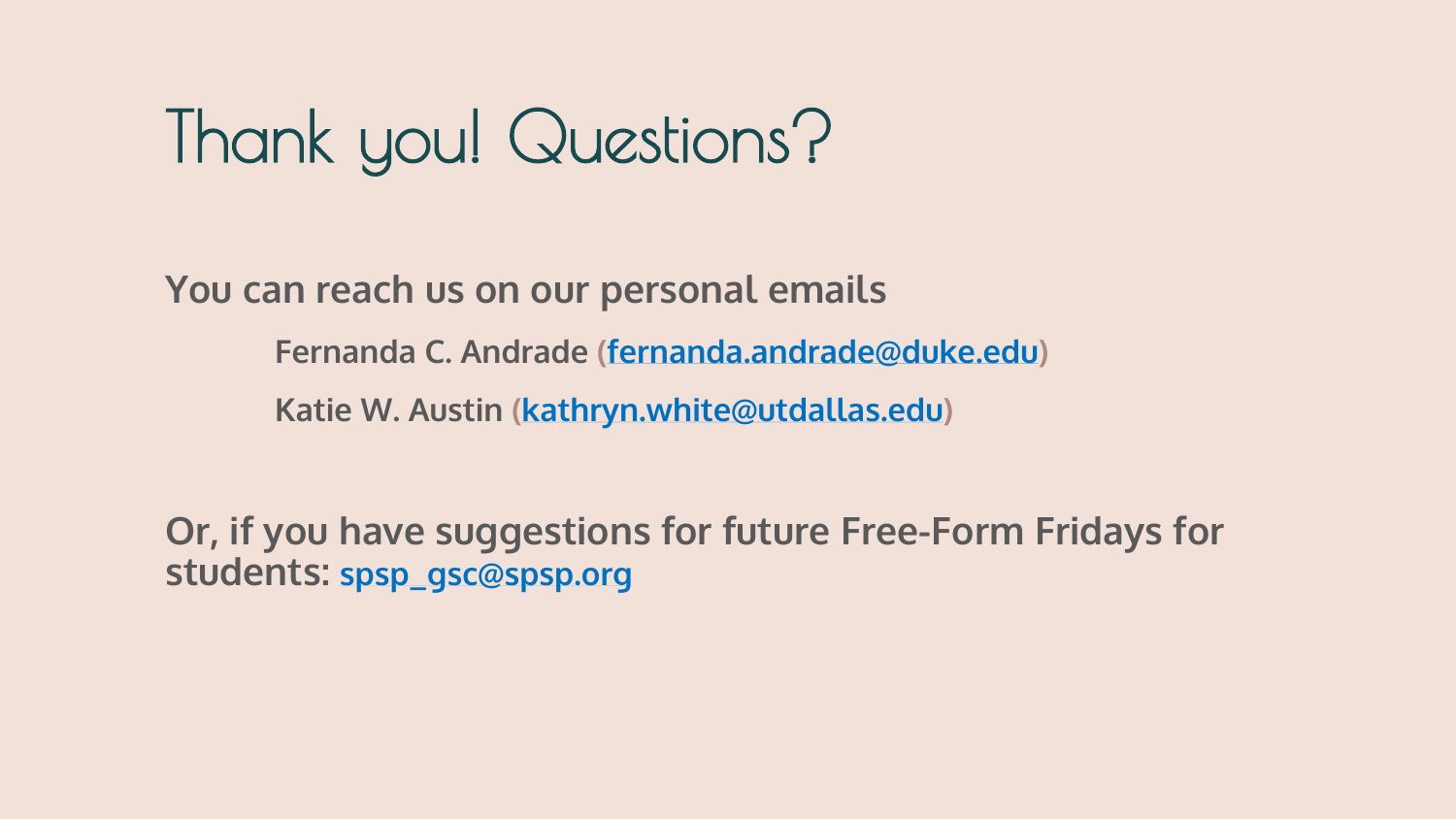# Thank you! Questions?

**You can reach us on our personal emails**

**Fernanda C. Andrade (fernanda.andrade@duke.edu)**

**Katie W. Austin (kathryn.white@utdallas.edu)**

**Or, if you have suggestions for future Free-Form Fridays for students: spsp_gsc@spsp.org**